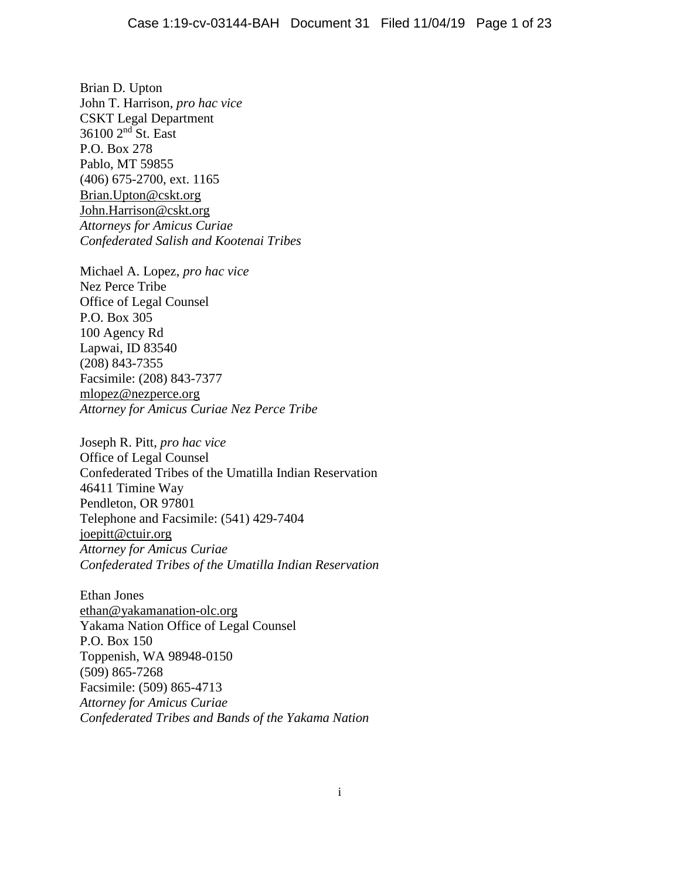Brian D. Upton
John T. Harrison, *pro hac vice*
CSKT Legal Department
36100 2[nd] St. East
P.O. Box 278
Pablo, MT 59855
(406) 675-2700, ext. 1165
Brian.Upton@cskt.org
John.Harrison@cskt.org
*Attorneys for Amicus Curiae*
*Confederated Salish and Kootenai Tribes*

Michael A. Lopez, *pro hac vice*
Nez Perce Tribe
Office of Legal Counsel
P.O. Box 305
100 Agency Rd
Lapwai, ID 83540
(208) 843-7355
Facsimile: (208) 843-7377
mlopez@nezperce.org
*Attorney for Amicus Curiae Nez Perce Tribe*

Joseph R. Pitt, *pro hac vice*
Office of Legal Counsel
Confederated Tribes of the Umatilla Indian Reservation
46411 Timine Way
Pendleton, OR 97801
Telephone and Facsimile: (541) 429-7404
joepitt@ctuir.org
*Attorney for Amicus Curiae*
*Confederated Tribes of the Umatilla Indian Reservation*

Ethan Jones
ethan@yakamanation-olc.org
Yakama Nation Office of Legal Counsel
P.O. Box 150
Toppenish, WA 98948-0150
(509) 865-7268
Facsimile: (509) 865-4713
*Attorney for Amicus Curiae*
*Confederated Tribes and Bands of the Yakama Nation*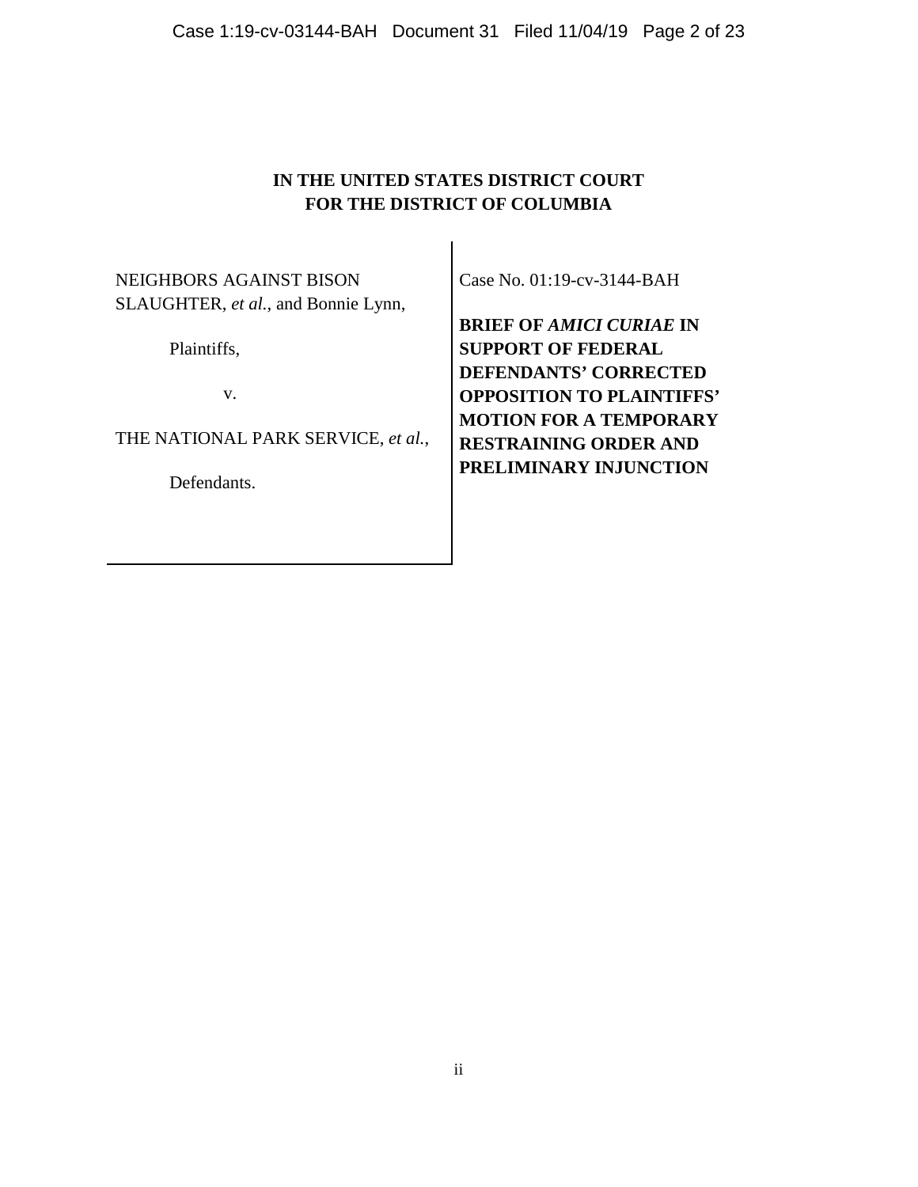**IN THE UNITED STATES DISTRICT COURT**
**FOR THE DISTRICT OF COLUMBIA**

NEIGHBORS AGAINST BISON SLAUGHTER, *et al.*, and Bonnie Lynn,

Plaintiffs,

v.

THE NATIONAL PARK SERVICE, *et al.*,

Defendants.

Case No. 01:19-cv-3144-BAH

**BRIEF OF *AMICI CURIAE* IN SUPPORT OF FEDERAL DEFENDANTS' CORRECTED OPPOSITION TO PLAINTIFFS' MOTION FOR A TEMPORARY RESTRAINING ORDER AND PRELIMINARY INJUNCTION**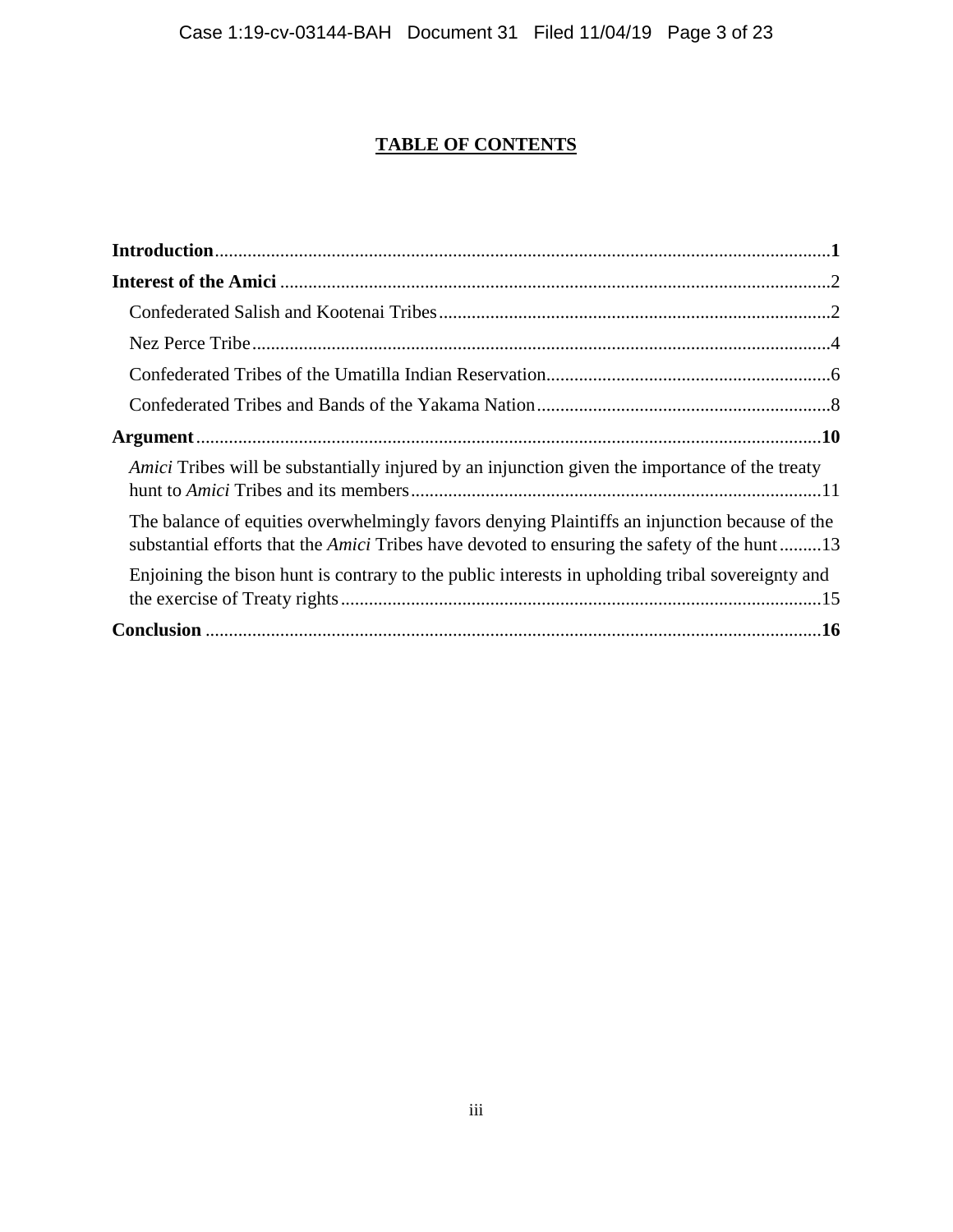## TABLE OF CONTENTS

**Introduction**......................................................................................................................**1**

**Interest of the Amici** .........................................................................................................2

Confederated Salish and Kootenai Tribes.........................................................................2

Nez Perce Tribe.................................................................................................................4

Confederated Tribes of the Umatilla Indian Reservation..................................................6

Confederated Tribes and Bands of the Yakama Nation.....................................................8

**Argument**..........................................................................................................................**10**

*Amici* Tribes will be substantially injured by an injunction given the importance of the treaty hunt to *Amici* Tribes and its members........................................................................11

The balance of equities overwhelmingly favors denying Plaintiffs an injunction because of the substantial efforts that the *Amici* Tribes have devoted to ensuring the safety of the hunt.........13

Enjoining the bison hunt is contrary to the public interests in upholding tribal sovereignty and the exercise of Treaty rights.........................................................................................15

**Conclusion** .......................................................................................................................**16**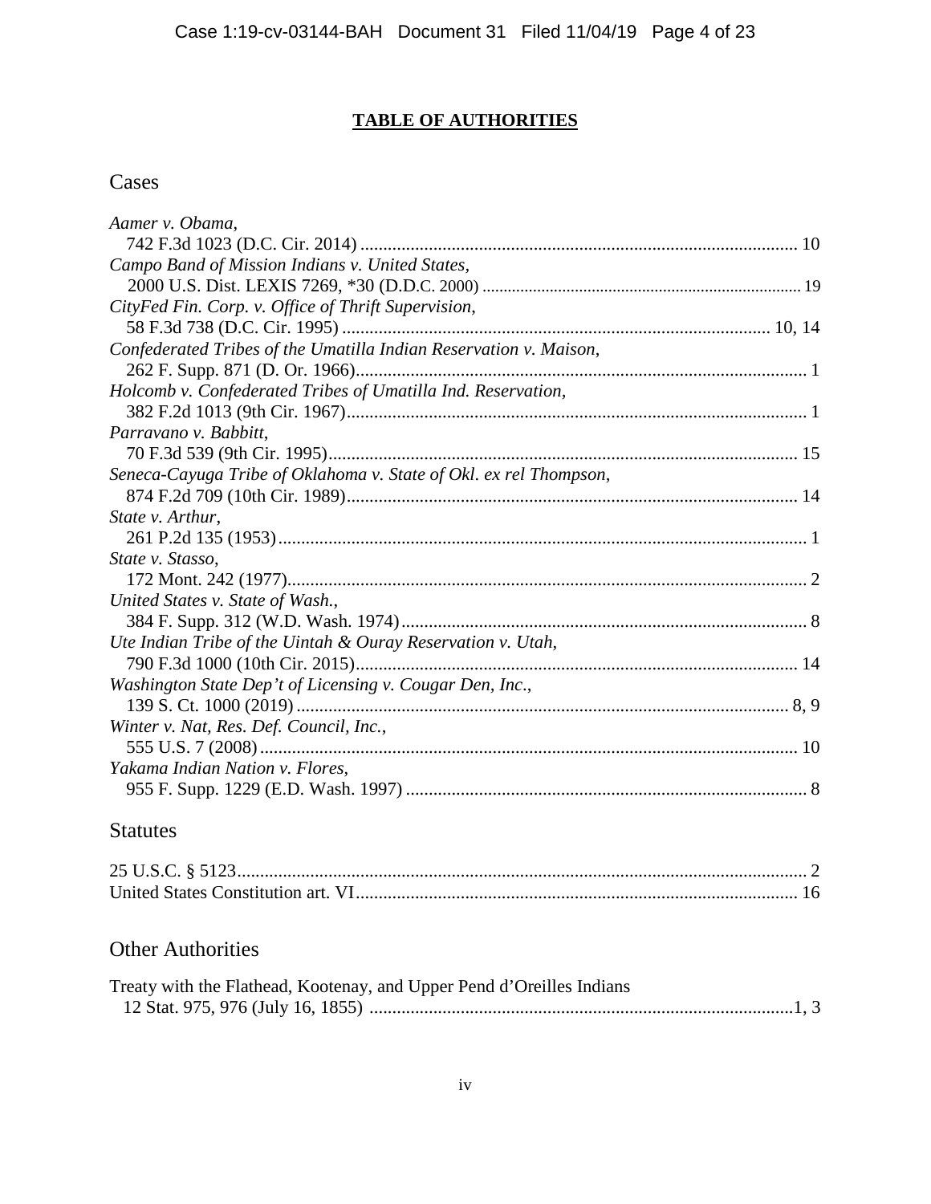## TABLE OF AUTHORITIES

### Cases

*Aamer v. Obama*,
742 F.3d 1023 (D.C. Cir. 2014) ............................................................................................ 10

*Campo Band of Mission Indians v. United States*,
2000 U.S. Dist. LEXIS 7269, *30 (D.D.C. 2000) ........................................................................... 19

*CityFed Fin. Corp. v. Office of Thrift Supervision*,
58 F.3d 738 (D.C. Cir. 1995) ............................................................................................ 10, 14

*Confederated Tribes of the Umatilla Indian Reservation v. Maison*,
262 F. Supp. 871 (D. Or. 1966)................................................................................................. 1

*Holcomb v. Confederated Tribes of Umatilla Ind. Reservation*,
382 F.2d 1013 (9th Cir. 1967).................................................................................................... 1

*Parravano v. Babbitt*,
70 F.3d 539 (9th Cir. 1995)...................................................................................................... 15

*Seneca-Cayuga Tribe of Oklahoma v. State of Okl. ex rel Thompson*,
874 F.2d 709 (10th Cir. 1989)................................................................................................. 14

*State v. Arthur*,
261 P.2d 135 (1953).................................................................................................................. 1

*State v. Stasso*,
172 Mont. 242 (1977)................................................................................................................. 2

*United States v. State of Wash.*,
384 F. Supp. 312 (W.D. Wash. 1974)........................................................................................ 8

*Ute Indian Tribe of the Uintah & Ouray Reservation v. Utah*,
790 F.3d 1000 (10th Cir. 2015)................................................................................................ 14

*Washington State Dep't of Licensing v. Cougar Den, Inc.*,
139 S. Ct. 1000 (2019)........................................................................................................... 8, 9

*Winter v. Nat, Res. Def. Council, Inc.*,
555 U.S. 7 (2008)..................................................................................................................... 10

*Yakama Indian Nation v. Flores*,
955 F. Supp. 1229 (E.D. Wash. 1997) ....................................................................................... 8

### Statutes

25 U.S.C. § 5123........................................................................................................................... 2

United States Constitution art. VI................................................................................................ 16

### Other Authorities

Treaty with the Flathead, Kootenay, and Upper Pend d'Oreilles Indians
12 Stat. 975, 976 (July 16, 1855) ............................................................................................1, 3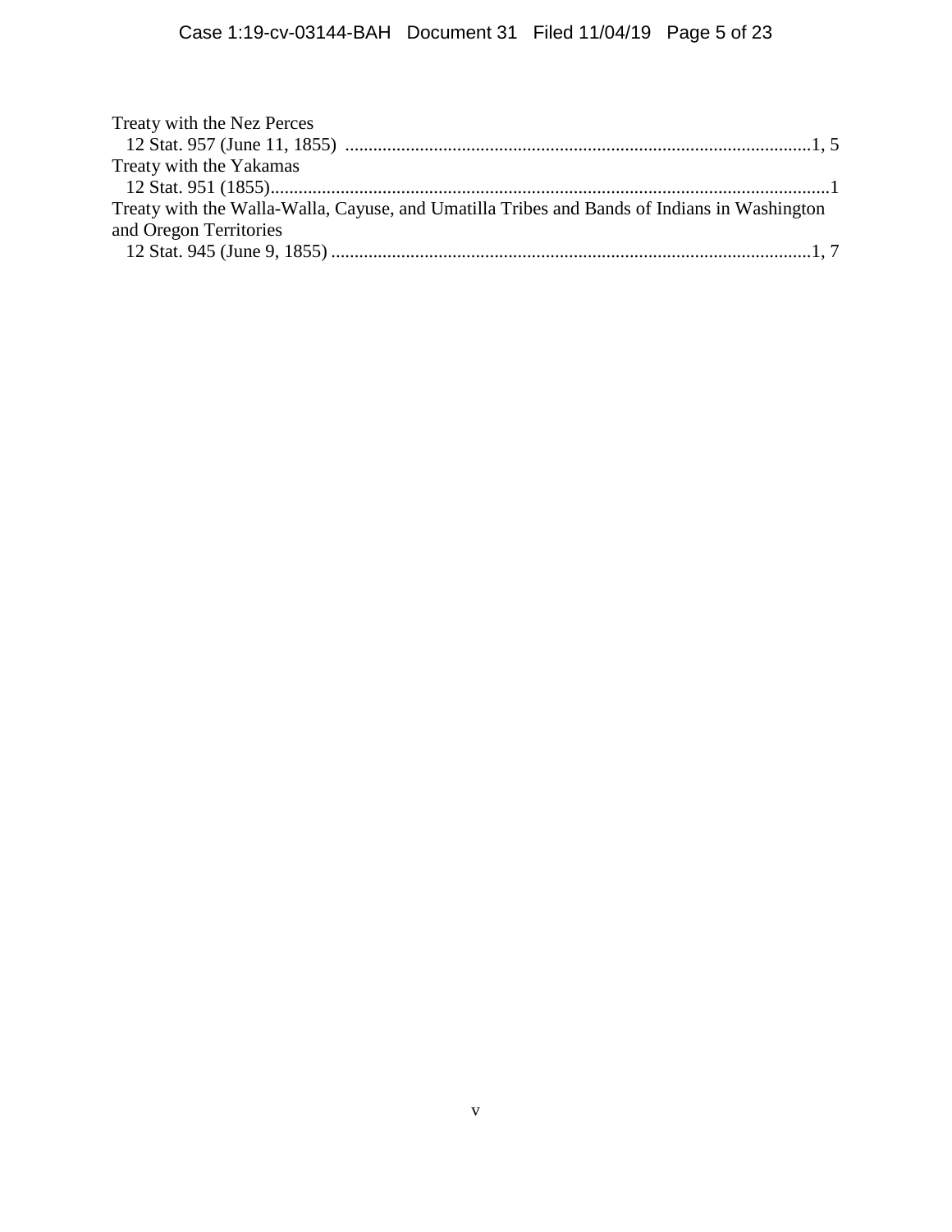Treaty with the Nez Perces
  12 Stat. 957 (June 11, 1855) ....................................................................................................1, 5

Treaty with the Yakamas
  12 Stat. 951 (1855)........................................................................................................................1

Treaty with the Walla-Walla, Cayuse, and Umatilla Tribes and Bands of Indians in Washington and Oregon Territories
  12 Stat. 945 (June 9, 1855) ......................................................................................................1, 7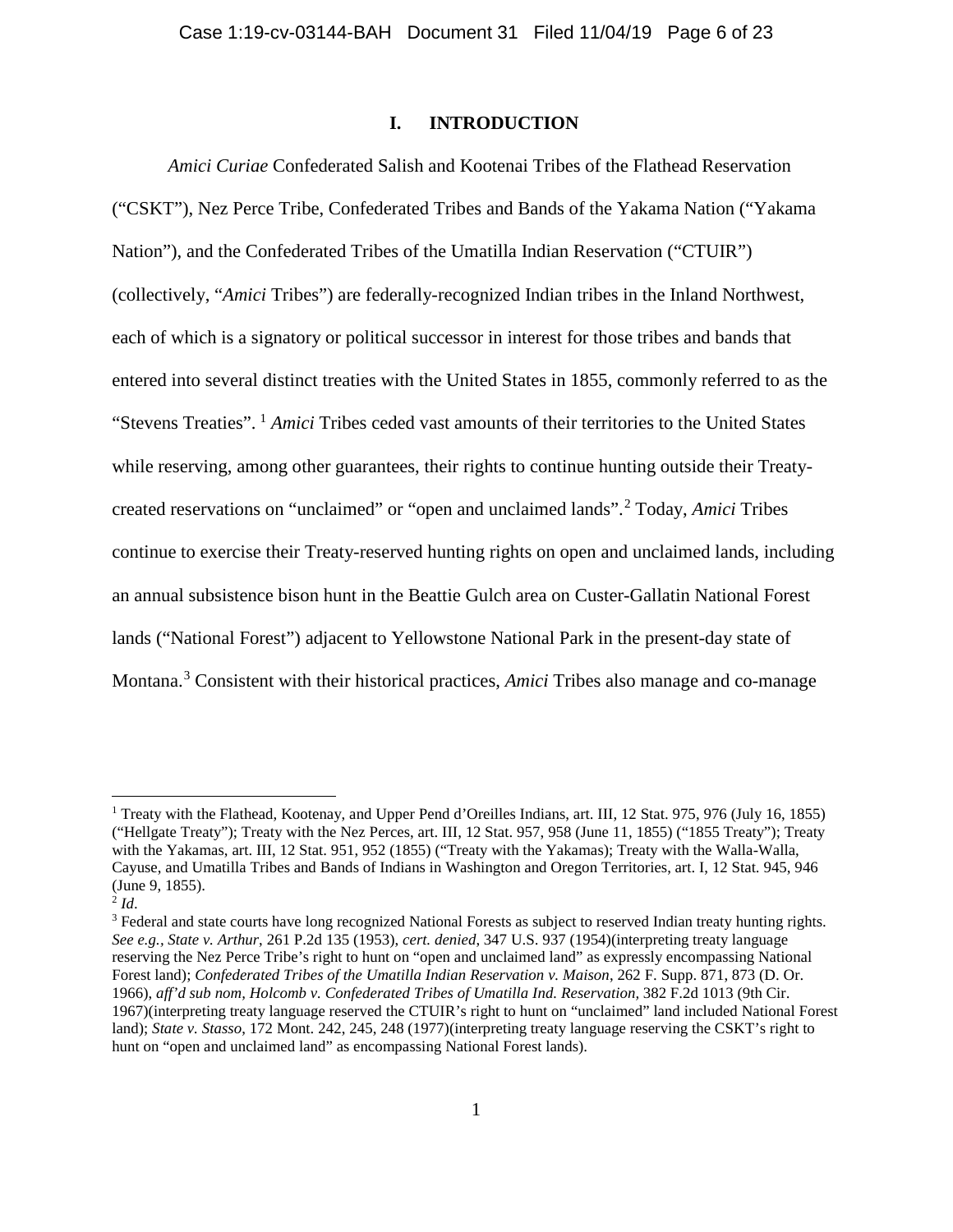## I. INTRODUCTION

*Amici Curiae* Confederated Salish and Kootenai Tribes of the Flathead Reservation ("CSKT"), Nez Perce Tribe, Confederated Tribes and Bands of the Yakama Nation ("Yakama Nation"), and the Confederated Tribes of the Umatilla Indian Reservation ("CTUIR") (collectively, "*Amici* Tribes") are federally-recognized Indian tribes in the Inland Northwest, each of which is a signatory or political successor in interest for those tribes and bands that entered into several distinct treaties with the United States in 1855, commonly referred to as the "Stevens Treaties". [1] *Amici* Tribes ceded vast amounts of their territories to the United States while reserving, among other guarantees, their rights to continue hunting outside their Treaty-created reservations on "unclaimed" or "open and unclaimed lands".[2] Today, *Amici* Tribes continue to exercise their Treaty-reserved hunting rights on open and unclaimed lands, including an annual subsistence bison hunt in the Beattie Gulch area on Custer-Gallatin National Forest lands ("National Forest") adjacent to Yellowstone National Park in the present-day state of Montana.[3] Consistent with their historical practices, *Amici* Tribes also manage and co-manage

---

[1] Treaty with the Flathead, Kootenay, and Upper Pend d'Oreilles Indians, art. III, 12 Stat. 975, 976 (July 16, 1855) ("Hellgate Treaty"); Treaty with the Nez Perces, art. III, 12 Stat. 957, 958 (June 11, 1855) ("1855 Treaty"); Treaty with the Yakamas, art. III, 12 Stat. 951, 952 (1855) ("Treaty with the Yakamas); Treaty with the Walla-Walla, Cayuse, and Umatilla Tribes and Bands of Indians in Washington and Oregon Territories, art. I, 12 Stat. 945, 946 (June 9, 1855).

[2] *Id*.

[3] Federal and state courts have long recognized National Forests as subject to reserved Indian treaty hunting rights. *See e.g., State v. Arthur*, 261 P.2d 135 (1953), *cert. denied*, 347 U.S. 937 (1954)(interpreting treaty language reserving the Nez Perce Tribe's right to hunt on "open and unclaimed land" as expressly encompassing National Forest land); *Confederated Tribes of the Umatilla Indian Reservation v. Maison*, 262 F. Supp. 871, 873 (D. Or. 1966), *aff'd sub nom, Holcomb v. Confederated Tribes of Umatilla Ind. Reservation*, 382 F.2d 1013 (9th Cir. 1967)(interpreting treaty language reserved the CTUIR's right to hunt on "unclaimed" land included National Forest land); *State v. Stasso*, 172 Mont. 242, 245, 248 (1977)(interpreting treaty language reserving the CSKT's right to hunt on "open and unclaimed land" as encompassing National Forest lands).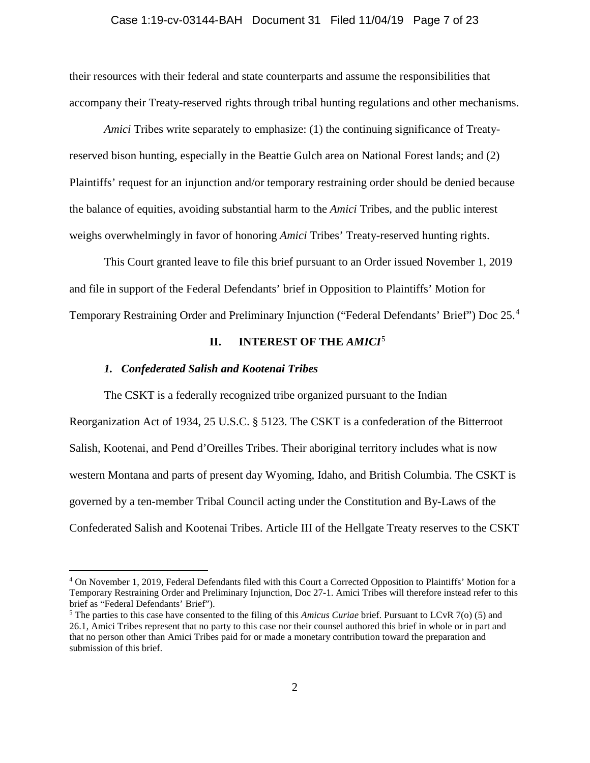their resources with their federal and state counterparts and assume the responsibilities that accompany their Treaty-reserved rights through tribal hunting regulations and other mechanisms.

*Amici* Tribes write separately to emphasize: (1) the continuing significance of Treaty-reserved bison hunting, especially in the Beattie Gulch area on National Forest lands; and (2) Plaintiffs' request for an injunction and/or temporary restraining order should be denied because the balance of equities, avoiding substantial harm to the *Amici* Tribes, and the public interest weighs overwhelmingly in favor of honoring *Amici* Tribes' Treaty-reserved hunting rights.

This Court granted leave to file this brief pursuant to an Order issued November 1, 2019 and file in support of the Federal Defendants' brief in Opposition to Plaintiffs' Motion for Temporary Restraining Order and Preliminary Injunction ("Federal Defendants' Brief") Doc 25.[4]

## II. INTEREST OF THE *AMICI*[5]

### *1. Confederated Salish and Kootenai Tribes*

The CSKT is a federally recognized tribe organized pursuant to the Indian Reorganization Act of 1934, 25 U.S.C. § 5123. The CSKT is a confederation of the Bitterroot Salish, Kootenai, and Pend d'Oreilles Tribes. Their aboriginal territory includes what is now western Montana and parts of present day Wyoming, Idaho, and British Columbia. The CSKT is governed by a ten-member Tribal Council acting under the Constitution and By-Laws of the Confederated Salish and Kootenai Tribes. Article III of the Hellgate Treaty reserves to the CSKT

---

[4] On November 1, 2019, Federal Defendants filed with this Court a Corrected Opposition to Plaintiffs' Motion for a Temporary Restraining Order and Preliminary Injunction, Doc 27-1. Amici Tribes will therefore instead refer to this brief as "Federal Defendants' Brief").

[5] The parties to this case have consented to the filing of this *Amicus Curiae* brief. Pursuant to LCvR 7(o) (5) and 26.1, Amici Tribes represent that no party to this case nor their counsel authored this brief in whole or in part and that no person other than Amici Tribes paid for or made a monetary contribution toward the preparation and submission of this brief.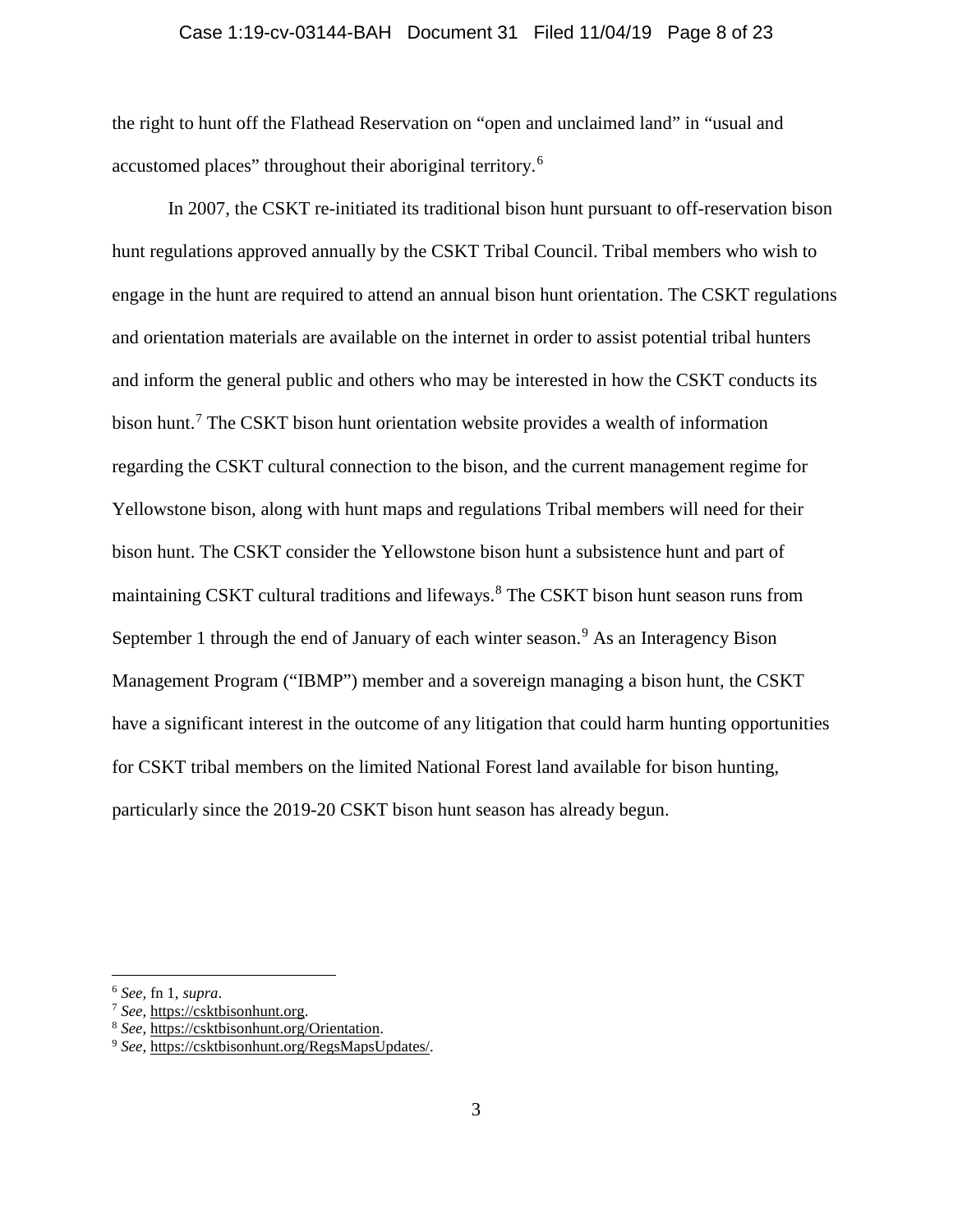the right to hunt off the Flathead Reservation on "open and unclaimed land" in "usual and accustomed places" throughout their aboriginal territory.[6]

In 2007, the CSKT re-initiated its traditional bison hunt pursuant to off-reservation bison hunt regulations approved annually by the CSKT Tribal Council. Tribal members who wish to engage in the hunt are required to attend an annual bison hunt orientation. The CSKT regulations and orientation materials are available on the internet in order to assist potential tribal hunters and inform the general public and others who may be interested in how the CSKT conducts its bison hunt.[7] The CSKT bison hunt orientation website provides a wealth of information regarding the CSKT cultural connection to the bison, and the current management regime for Yellowstone bison, along with hunt maps and regulations Tribal members will need for their bison hunt. The CSKT consider the Yellowstone bison hunt a subsistence hunt and part of maintaining CSKT cultural traditions and lifeways.[8] The CSKT bison hunt season runs from September 1 through the end of January of each winter season.[9] As an Interagency Bison Management Program ("IBMP") member and a sovereign managing a bison hunt, the CSKT have a significant interest in the outcome of any litigation that could harm hunting opportunities for CSKT tribal members on the limited National Forest land available for bison hunting, particularly since the 2019-20 CSKT bison hunt season has already begun.

---

[6] *See,* fn 1, *supra*.

[7] *See,* https://csktbisonhunt.org.

[8] *See,* https://csktbisonhunt.org/Orientation.

[9] *See,* https://csktbisonhunt.org/RegsMapsUpdates/.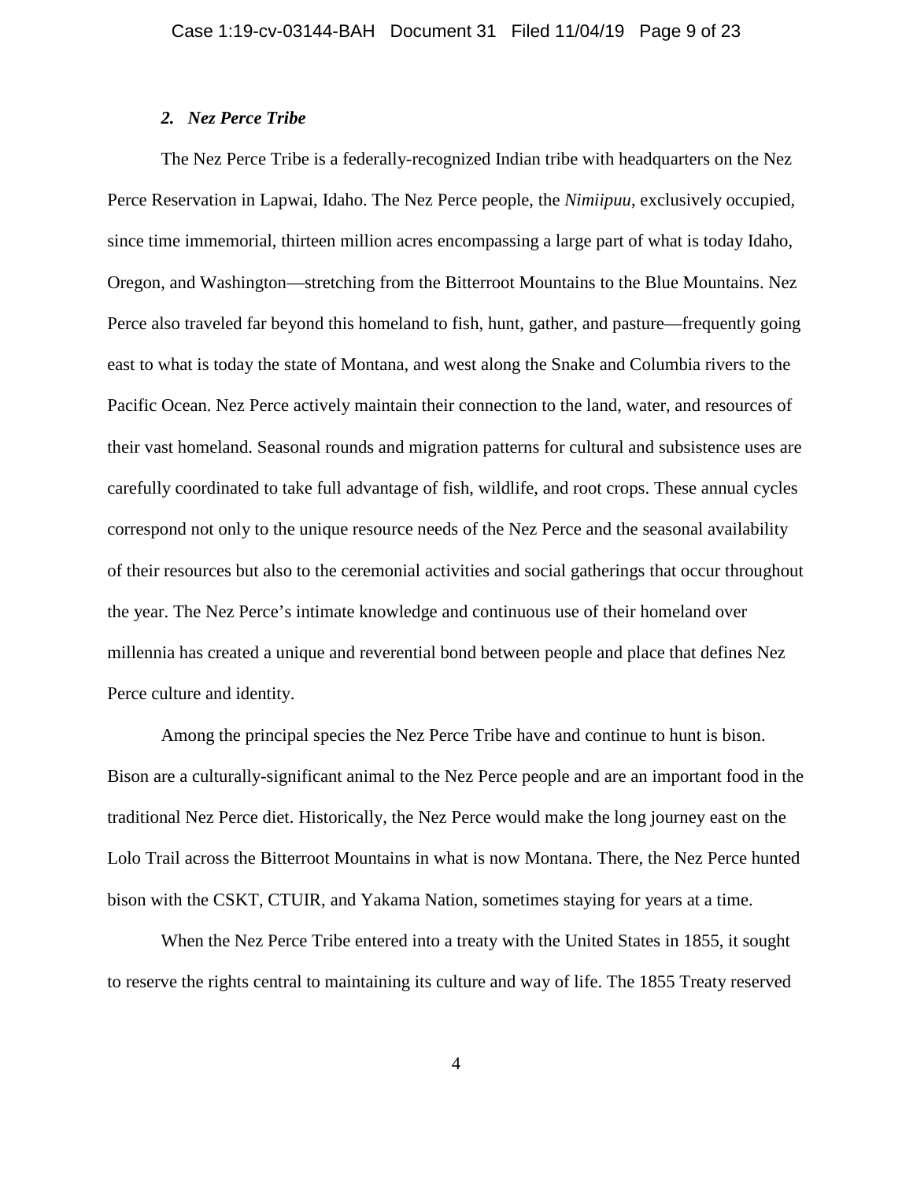### *2. Nez Perce Tribe*

The Nez Perce Tribe is a federally-recognized Indian tribe with headquarters on the Nez Perce Reservation in Lapwai, Idaho. The Nez Perce people, the *Nimiipuu*, exclusively occupied, since time immemorial, thirteen million acres encompassing a large part of what is today Idaho, Oregon, and Washington—stretching from the Bitterroot Mountains to the Blue Mountains. Nez Perce also traveled far beyond this homeland to fish, hunt, gather, and pasture—frequently going east to what is today the state of Montana, and west along the Snake and Columbia rivers to the Pacific Ocean. Nez Perce actively maintain their connection to the land, water, and resources of their vast homeland. Seasonal rounds and migration patterns for cultural and subsistence uses are carefully coordinated to take full advantage of fish, wildlife, and root crops. These annual cycles correspond not only to the unique resource needs of the Nez Perce and the seasonal availability of their resources but also to the ceremonial activities and social gatherings that occur throughout the year. The Nez Perce's intimate knowledge and continuous use of their homeland over millennia has created a unique and reverential bond between people and place that defines Nez Perce culture and identity.

Among the principal species the Nez Perce Tribe have and continue to hunt is bison. Bison are a culturally-significant animal to the Nez Perce people and are an important food in the traditional Nez Perce diet. Historically, the Nez Perce would make the long journey east on the Lolo Trail across the Bitterroot Mountains in what is now Montana. There, the Nez Perce hunted bison with the CSKT, CTUIR, and Yakama Nation, sometimes staying for years at a time.

When the Nez Perce Tribe entered into a treaty with the United States in 1855, it sought to reserve the rights central to maintaining its culture and way of life. The 1855 Treaty reserved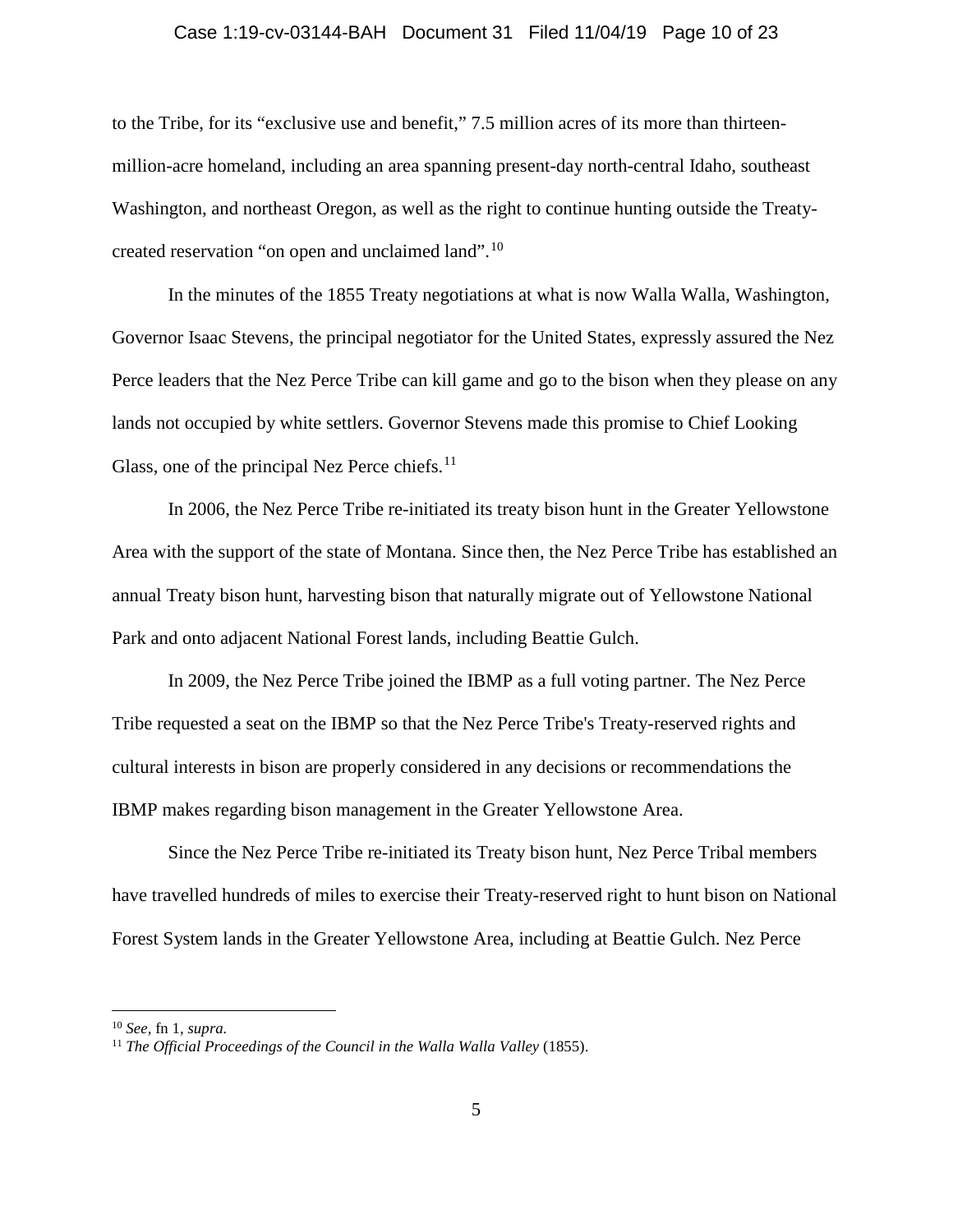to the Tribe, for its "exclusive use and benefit," 7.5 million acres of its more than thirteen-million-acre homeland, including an area spanning present-day north-central Idaho, southeast Washington, and northeast Oregon, as well as the right to continue hunting outside the Treaty-created reservation "on open and unclaimed land".[10]

In the minutes of the 1855 Treaty negotiations at what is now Walla Walla, Washington, Governor Isaac Stevens, the principal negotiator for the United States, expressly assured the Nez Perce leaders that the Nez Perce Tribe can kill game and go to the bison when they please on any lands not occupied by white settlers. Governor Stevens made this promise to Chief Looking Glass, one of the principal Nez Perce chiefs.[11]

In 2006, the Nez Perce Tribe re-initiated its treaty bison hunt in the Greater Yellowstone Area with the support of the state of Montana. Since then, the Nez Perce Tribe has established an annual Treaty bison hunt, harvesting bison that naturally migrate out of Yellowstone National Park and onto adjacent National Forest lands, including Beattie Gulch.

In 2009, the Nez Perce Tribe joined the IBMP as a full voting partner. The Nez Perce Tribe requested a seat on the IBMP so that the Nez Perce Tribe's Treaty-reserved rights and cultural interests in bison are properly considered in any decisions or recommendations the IBMP makes regarding bison management in the Greater Yellowstone Area.

Since the Nez Perce Tribe re-initiated its Treaty bison hunt, Nez Perce Tribal members have travelled hundreds of miles to exercise their Treaty-reserved right to hunt bison on National Forest System lands in the Greater Yellowstone Area, including at Beattie Gulch. Nez Perce

---

[10] *See*, fn 1, *supra*.

[11] *The Official Proceedings of the Council in the Walla Walla Valley* (1855).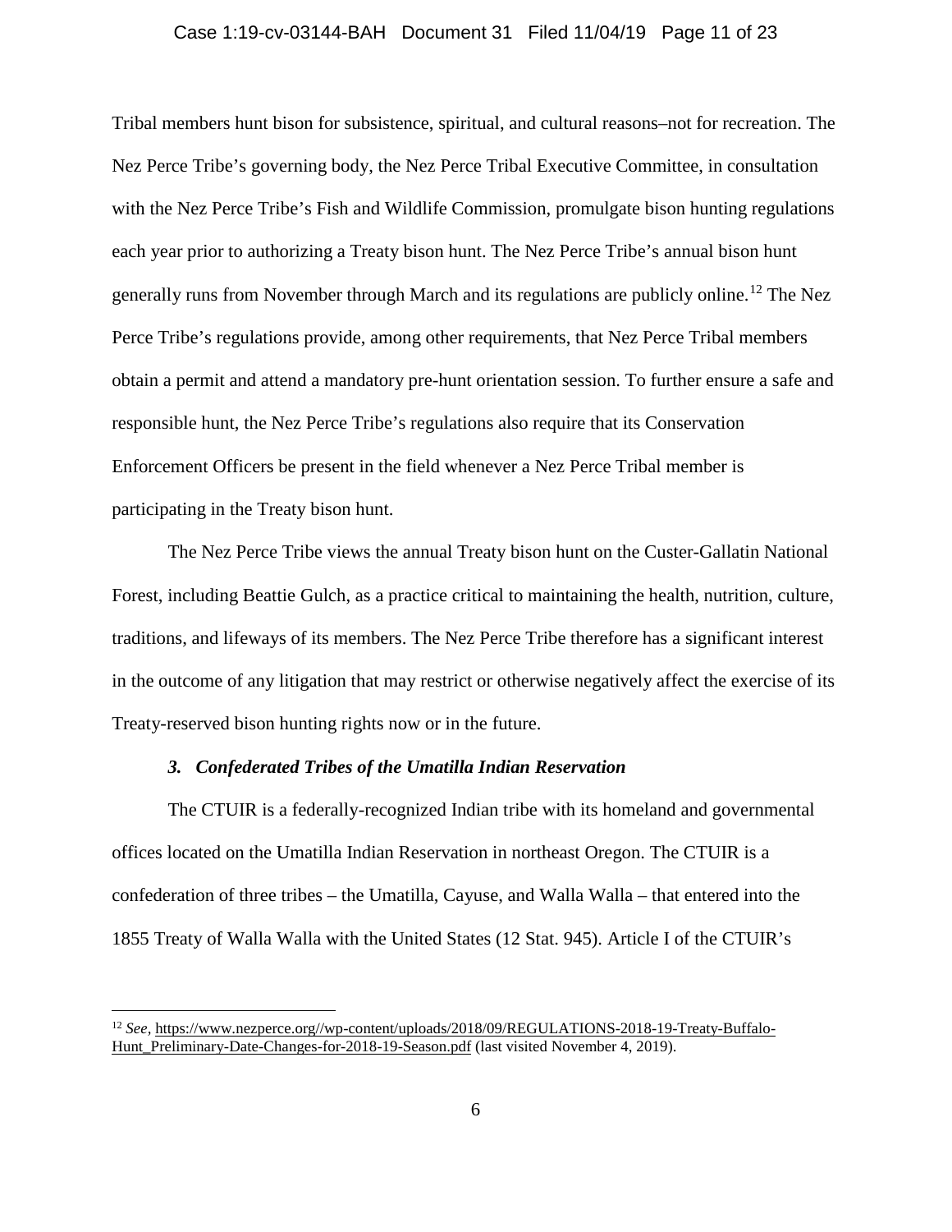Tribal members hunt bison for subsistence, spiritual, and cultural reasons–not for recreation. The Nez Perce Tribe's governing body, the Nez Perce Tribal Executive Committee, in consultation with the Nez Perce Tribe's Fish and Wildlife Commission, promulgate bison hunting regulations each year prior to authorizing a Treaty bison hunt. The Nez Perce Tribe's annual bison hunt generally runs from November through March and its regulations are publicly online.[12] The Nez Perce Tribe's regulations provide, among other requirements, that Nez Perce Tribal members obtain a permit and attend a mandatory pre-hunt orientation session. To further ensure a safe and responsible hunt, the Nez Perce Tribe's regulations also require that its Conservation Enforcement Officers be present in the field whenever a Nez Perce Tribal member is participating in the Treaty bison hunt.

The Nez Perce Tribe views the annual Treaty bison hunt on the Custer-Gallatin National Forest, including Beattie Gulch, as a practice critical to maintaining the health, nutrition, culture, traditions, and lifeways of its members. The Nez Perce Tribe therefore has a significant interest in the outcome of any litigation that may restrict or otherwise negatively affect the exercise of its Treaty-reserved bison hunting rights now or in the future.

### *3. Confederated Tribes of the Umatilla Indian Reservation*

The CTUIR is a federally-recognized Indian tribe with its homeland and governmental offices located on the Umatilla Indian Reservation in northeast Oregon. The CTUIR is a confederation of three tribes – the Umatilla, Cayuse, and Walla Walla – that entered into the 1855 Treaty of Walla Walla with the United States (12 Stat. 945). Article I of the CTUIR's

---

[12] *See*, https://www.nezperce.org//wp-content/uploads/2018/09/REGULATIONS-2018-19-Treaty-Buffalo-Hunt_Preliminary-Date-Changes-for-2018-19-Season.pdf (last visited November 4, 2019).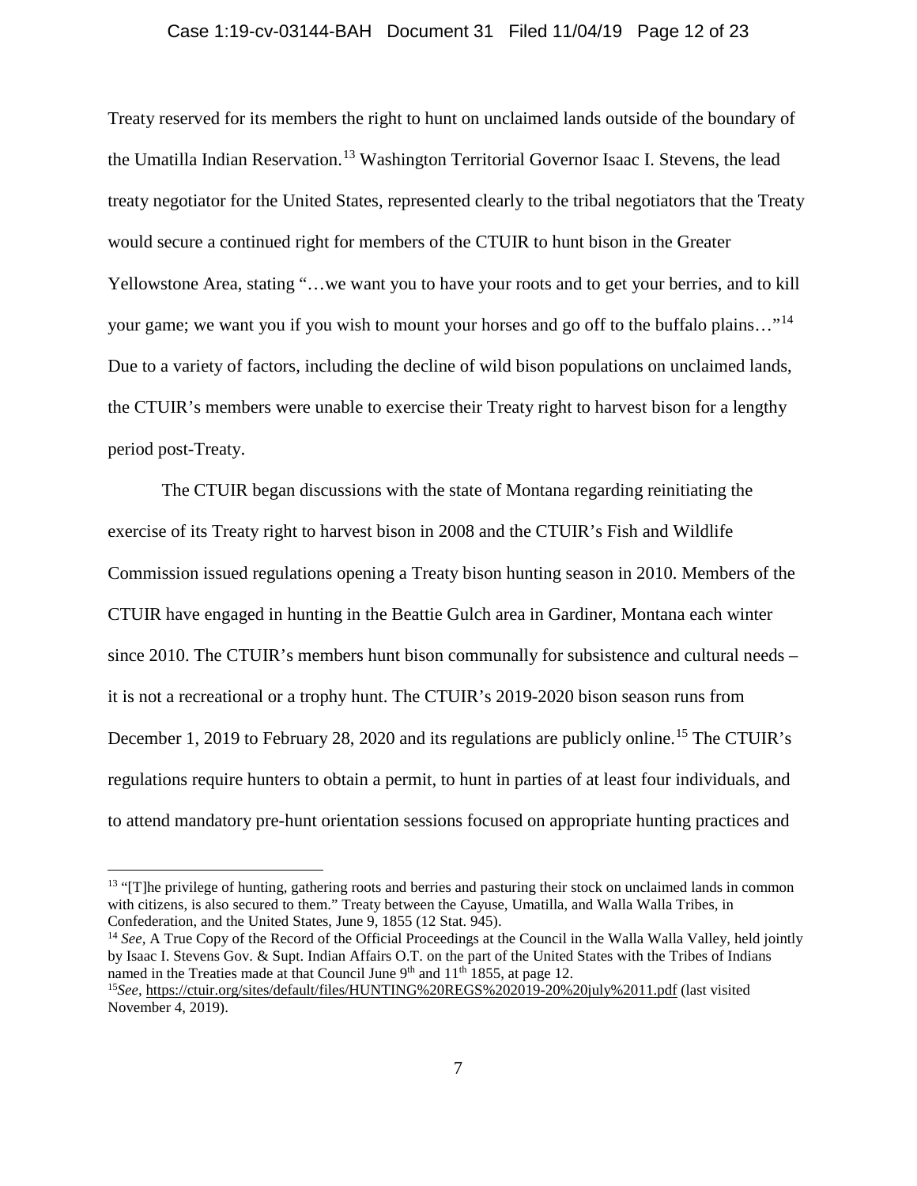Treaty reserved for its members the right to hunt on unclaimed lands outside of the boundary of the Umatilla Indian Reservation.[13] Washington Territorial Governor Isaac I. Stevens, the lead treaty negotiator for the United States, represented clearly to the tribal negotiators that the Treaty would secure a continued right for members of the CTUIR to hunt bison in the Greater Yellowstone Area, stating "…we want you to have your roots and to get your berries, and to kill your game; we want you if you wish to mount your horses and go off to the buffalo plains…"[14] Due to a variety of factors, including the decline of wild bison populations on unclaimed lands, the CTUIR's members were unable to exercise their Treaty right to harvest bison for a lengthy period post-Treaty.

The CTUIR began discussions with the state of Montana regarding reinitiating the exercise of its Treaty right to harvest bison in 2008 and the CTUIR's Fish and Wildlife Commission issued regulations opening a Treaty bison hunting season in 2010. Members of the CTUIR have engaged in hunting in the Beattie Gulch area in Gardiner, Montana each winter since 2010. The CTUIR's members hunt bison communally for subsistence and cultural needs – it is not a recreational or a trophy hunt. The CTUIR's 2019-2020 bison season runs from December 1, 2019 to February 28, 2020 and its regulations are publicly online.[15] The CTUIR's regulations require hunters to obtain a permit, to hunt in parties of at least four individuals, and to attend mandatory pre-hunt orientation sessions focused on appropriate hunting practices and

---

[13] "[T]he privilege of hunting, gathering roots and berries and pasturing their stock on unclaimed lands in common with citizens, is also secured to them." Treaty between the Cayuse, Umatilla, and Walla Walla Tribes, in Confederation, and the United States, June 9, 1855 (12 Stat. 945).

[14] *See,* A True Copy of the Record of the Official Proceedings at the Council in the Walla Walla Valley, held jointly by Isaac I. Stevens Gov. & Supt. Indian Affairs O.T. on the part of the United States with the Tribes of Indians named in the Treaties made at that Council June 9th and 11th 1855, at page 12.

[15] *See,* https://ctuir.org/sites/default/files/HUNTING%20REGS%202019-20%20july%2011.pdf (last visited November 4, 2019).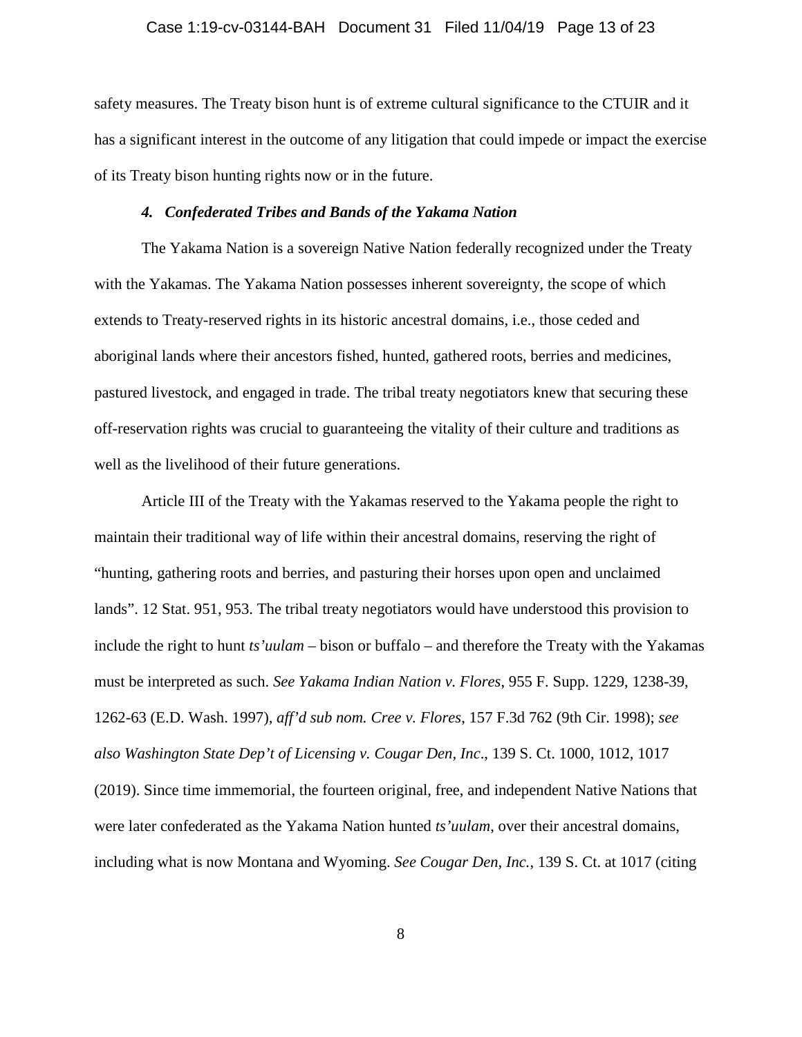safety measures. The Treaty bison hunt is of extreme cultural significance to the CTUIR and it has a significant interest in the outcome of any litigation that could impede or impact the exercise of its Treaty bison hunting rights now or in the future.

#### *4. Confederated Tribes and Bands of the Yakama Nation*

The Yakama Nation is a sovereign Native Nation federally recognized under the Treaty with the Yakamas. The Yakama Nation possesses inherent sovereignty, the scope of which extends to Treaty-reserved rights in its historic ancestral domains, i.e., those ceded and aboriginal lands where their ancestors fished, hunted, gathered roots, berries and medicines, pastured livestock, and engaged in trade. The tribal treaty negotiators knew that securing these off-reservation rights was crucial to guaranteeing the vitality of their culture and traditions as well as the livelihood of their future generations.

Article III of the Treaty with the Yakamas reserved to the Yakama people the right to maintain their traditional way of life within their ancestral domains, reserving the right of "hunting, gathering roots and berries, and pasturing their horses upon open and unclaimed lands". 12 Stat. 951, 953. The tribal treaty negotiators would have understood this provision to include the right to hunt *ts'uulam* – bison or buffalo – and therefore the Treaty with the Yakamas must be interpreted as such. *See Yakama Indian Nation v. Flores*, 955 F. Supp. 1229, 1238-39, 1262-63 (E.D. Wash. 1997), *aff'd sub nom. Cree v. Flores*, 157 F.3d 762 (9th Cir. 1998); *see also Washington State Dep't of Licensing v. Cougar Den, Inc*., 139 S. Ct. 1000, 1012, 1017 (2019). Since time immemorial, the fourteen original, free, and independent Native Nations that were later confederated as the Yakama Nation hunted *ts'uulam*, over their ancestral domains, including what is now Montana and Wyoming. *See Cougar Den, Inc.*, 139 S. Ct. at 1017 (citing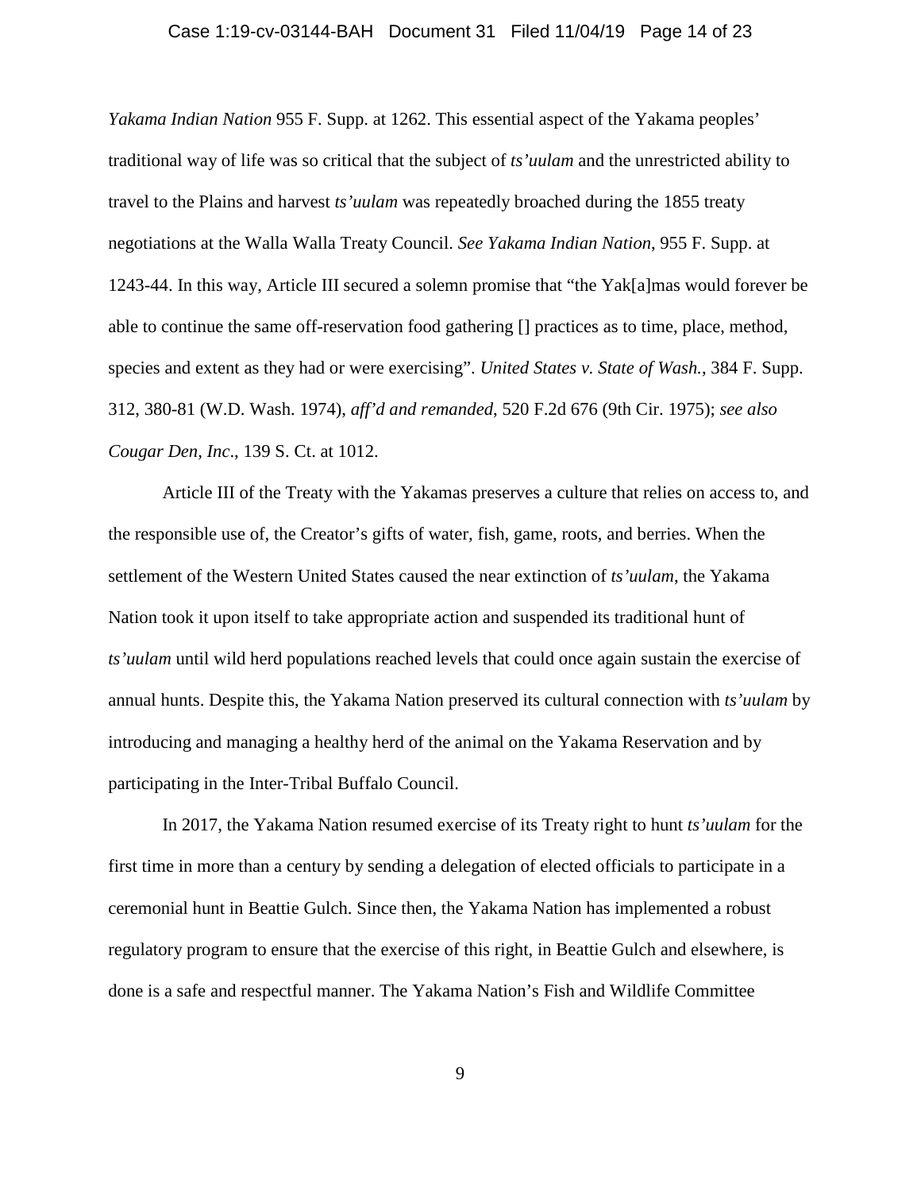*Yakama Indian Nation* 955 F. Supp. at 1262. This essential aspect of the Yakama peoples' traditional way of life was so critical that the subject of *ts'uulam* and the unrestricted ability to travel to the Plains and harvest *ts'uulam* was repeatedly broached during the 1855 treaty negotiations at the Walla Walla Treaty Council. *See Yakama Indian Nation*, 955 F. Supp. at 1243-44. In this way, Article III secured a solemn promise that "the Yak[a]mas would forever be able to continue the same off-reservation food gathering [] practices as to time, place, method, species and extent as they had or were exercising". *United States v. State of Wash.*, 384 F. Supp. 312, 380-81 (W.D. Wash. 1974), *aff'd and remanded*, 520 F.2d 676 (9th Cir. 1975); *see also Cougar Den, Inc*., 139 S. Ct. at 1012.

Article III of the Treaty with the Yakamas preserves a culture that relies on access to, and the responsible use of, the Creator's gifts of water, fish, game, roots, and berries. When the settlement of the Western United States caused the near extinction of *ts'uulam*, the Yakama Nation took it upon itself to take appropriate action and suspended its traditional hunt of *ts'uulam* until wild herd populations reached levels that could once again sustain the exercise of annual hunts. Despite this, the Yakama Nation preserved its cultural connection with *ts'uulam* by introducing and managing a healthy herd of the animal on the Yakama Reservation and by participating in the Inter-Tribal Buffalo Council.

In 2017, the Yakama Nation resumed exercise of its Treaty right to hunt *ts'uulam* for the first time in more than a century by sending a delegation of elected officials to participate in a ceremonial hunt in Beattie Gulch. Since then, the Yakama Nation has implemented a robust regulatory program to ensure that the exercise of this right, in Beattie Gulch and elsewhere, is done is a safe and respectful manner. The Yakama Nation's Fish and Wildlife Committee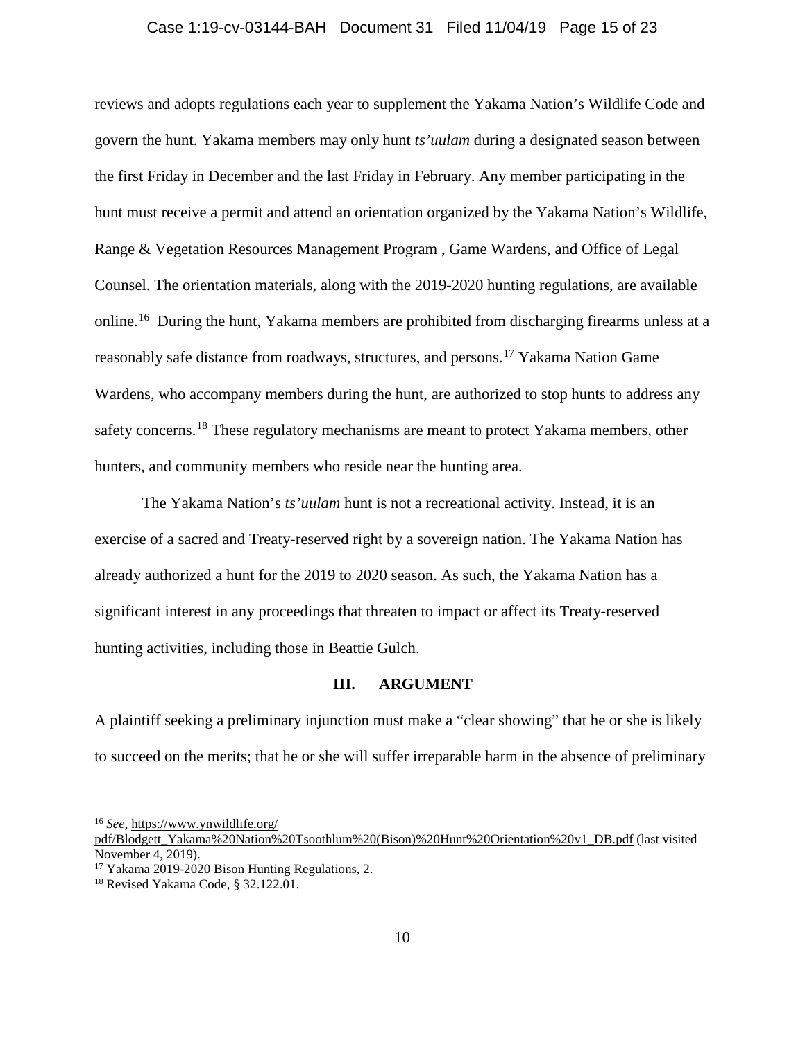reviews and adopts regulations each year to supplement the Yakama Nation's Wildlife Code and govern the hunt. Yakama members may only hunt *ts'uulam* during a designated season between the first Friday in December and the last Friday in February. Any member participating in the hunt must receive a permit and attend an orientation organized by the Yakama Nation's Wildlife, Range & Vegetation Resources Management Program , Game Wardens, and Office of Legal Counsel. The orientation materials, along with the 2019-2020 hunting regulations, are available online.[16] During the hunt, Yakama members are prohibited from discharging firearms unless at a reasonably safe distance from roadways, structures, and persons.[17] Yakama Nation Game Wardens, who accompany members during the hunt, are authorized to stop hunts to address any safety concerns.[18] These regulatory mechanisms are meant to protect Yakama members, other hunters, and community members who reside near the hunting area.

The Yakama Nation's *ts'uulam* hunt is not a recreational activity. Instead, it is an exercise of a sacred and Treaty-reserved right by a sovereign nation. The Yakama Nation has already authorized a hunt for the 2019 to 2020 season. As such, the Yakama Nation has a significant interest in any proceedings that threaten to impact or affect its Treaty-reserved hunting activities, including those in Beattie Gulch.

## III. ARGUMENT

A plaintiff seeking a preliminary injunction must make a "clear showing" that he or she is likely to succeed on the merits; that he or she will suffer irreparable harm in the absence of preliminary

---

[16] *See*, https://www.ynwildlife.org/pdf/Blodgett_Yakama%20Nation%20Tsoothlum%20(Bison)%20Hunt%20Orientation%20v1_DB.pdf (last visited November 4, 2019).

[17] Yakama 2019-2020 Bison Hunting Regulations, 2.

[18] Revised Yakama Code, § 32.122.01.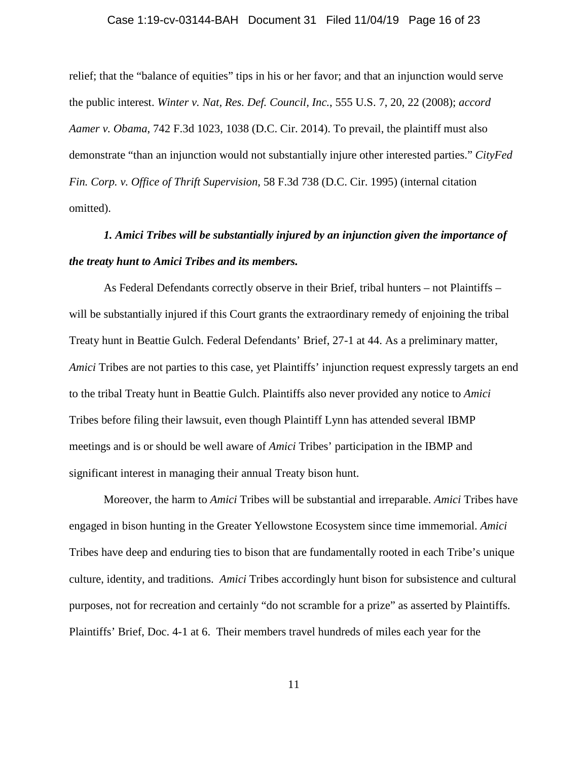relief; that the "balance of equities" tips in his or her favor; and that an injunction would serve the public interest. *Winter v. Nat, Res. Def. Council, Inc.*, 555 U.S. 7, 20, 22 (2008); *accord Aamer v. Obama*, 742 F.3d 1023, 1038 (D.C. Cir. 2014). To prevail, the plaintiff must also demonstrate "than an injunction would not substantially injure other interested parties." *CityFed Fin. Corp. v. Office of Thrift Supervision*, 58 F.3d 738 (D.C. Cir. 1995) (internal citation omitted).

***1. Amici Tribes will be substantially injured by an injunction given the importance of the treaty hunt to Amici Tribes and its members.***

As Federal Defendants correctly observe in their Brief, tribal hunters – not Plaintiffs – will be substantially injured if this Court grants the extraordinary remedy of enjoining the tribal Treaty hunt in Beattie Gulch. Federal Defendants' Brief, 27-1 at 44. As a preliminary matter, *Amici* Tribes are not parties to this case, yet Plaintiffs' injunction request expressly targets an end to the tribal Treaty hunt in Beattie Gulch. Plaintiffs also never provided any notice to *Amici* Tribes before filing their lawsuit, even though Plaintiff Lynn has attended several IBMP meetings and is or should be well aware of *Amici* Tribes' participation in the IBMP and significant interest in managing their annual Treaty bison hunt.

Moreover, the harm to *Amici* Tribes will be substantial and irreparable. *Amici* Tribes have engaged in bison hunting in the Greater Yellowstone Ecosystem since time immemorial. *Amici* Tribes have deep and enduring ties to bison that are fundamentally rooted in each Tribe's unique culture, identity, and traditions. *Amici* Tribes accordingly hunt bison for subsistence and cultural purposes, not for recreation and certainly "do not scramble for a prize" as asserted by Plaintiffs. Plaintiffs' Brief, Doc. 4-1 at 6. Their members travel hundreds of miles each year for the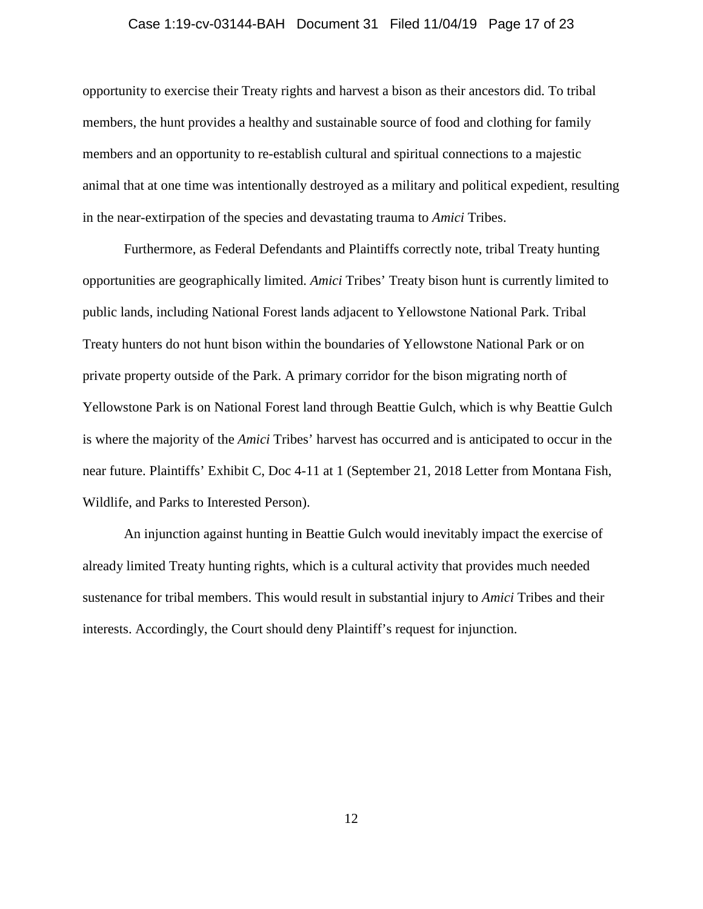opportunity to exercise their Treaty rights and harvest a bison as their ancestors did. To tribal members, the hunt provides a healthy and sustainable source of food and clothing for family members and an opportunity to re-establish cultural and spiritual connections to a majestic animal that at one time was intentionally destroyed as a military and political expedient, resulting in the near-extirpation of the species and devastating trauma to *Amici* Tribes.

Furthermore, as Federal Defendants and Plaintiffs correctly note, tribal Treaty hunting opportunities are geographically limited. *Amici* Tribes' Treaty bison hunt is currently limited to public lands, including National Forest lands adjacent to Yellowstone National Park. Tribal Treaty hunters do not hunt bison within the boundaries of Yellowstone National Park or on private property outside of the Park. A primary corridor for the bison migrating north of Yellowstone Park is on National Forest land through Beattie Gulch, which is why Beattie Gulch is where the majority of the *Amici* Tribes' harvest has occurred and is anticipated to occur in the near future. Plaintiffs' Exhibit C, Doc 4-11 at 1 (September 21, 2018 Letter from Montana Fish, Wildlife, and Parks to Interested Person).

An injunction against hunting in Beattie Gulch would inevitably impact the exercise of already limited Treaty hunting rights, which is a cultural activity that provides much needed sustenance for tribal members. This would result in substantial injury to *Amici* Tribes and their interests. Accordingly, the Court should deny Plaintiff's request for injunction.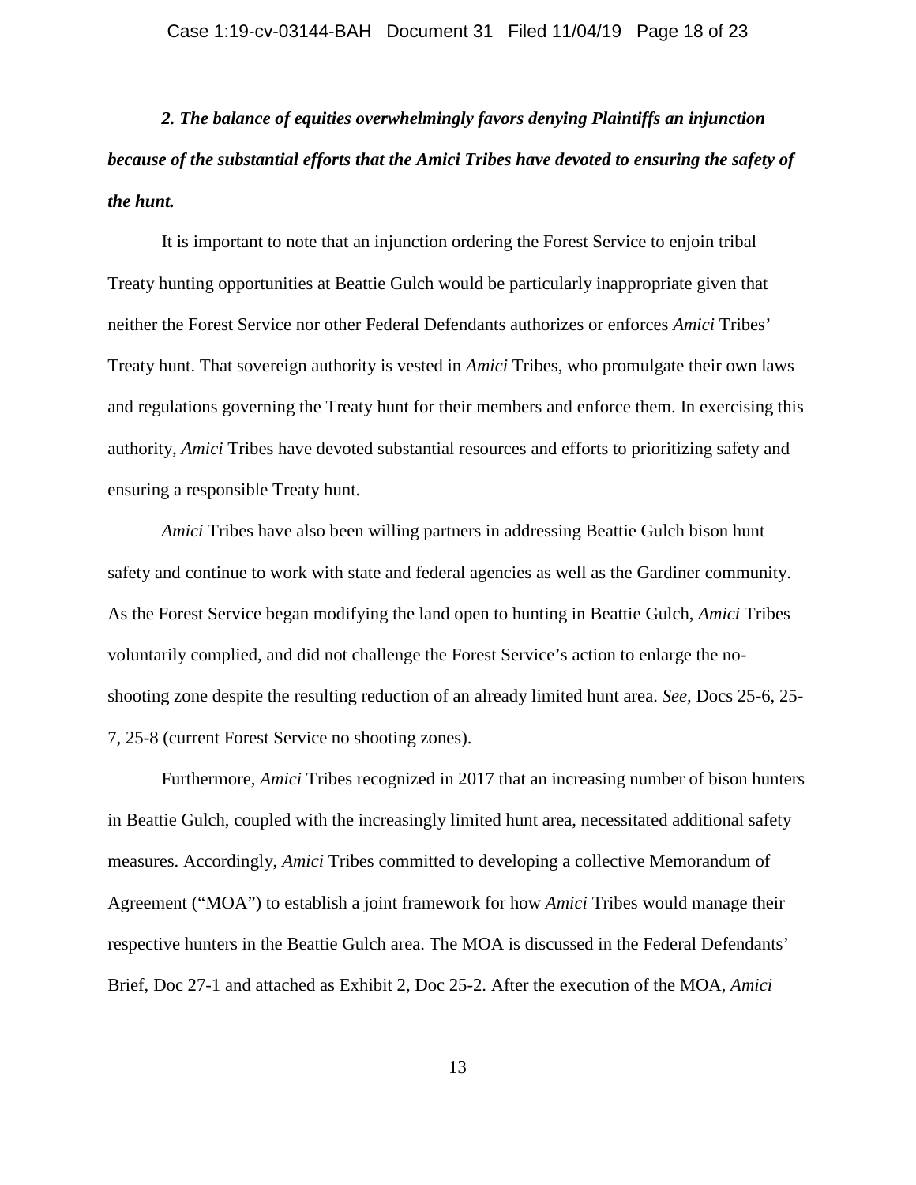***2. The balance of equities overwhelmingly favors denying Plaintiffs an injunction because of the substantial efforts that the Amici Tribes have devoted to ensuring the safety of the hunt.***

It is important to note that an injunction ordering the Forest Service to enjoin tribal Treaty hunting opportunities at Beattie Gulch would be particularly inappropriate given that neither the Forest Service nor other Federal Defendants authorizes or enforces *Amici* Tribes' Treaty hunt. That sovereign authority is vested in *Amici* Tribes, who promulgate their own laws and regulations governing the Treaty hunt for their members and enforce them. In exercising this authority, *Amici* Tribes have devoted substantial resources and efforts to prioritizing safety and ensuring a responsible Treaty hunt.

*Amici* Tribes have also been willing partners in addressing Beattie Gulch bison hunt safety and continue to work with state and federal agencies as well as the Gardiner community. As the Forest Service began modifying the land open to hunting in Beattie Gulch, *Amici* Tribes voluntarily complied, and did not challenge the Forest Service's action to enlarge the no-shooting zone despite the resulting reduction of an already limited hunt area. *See,* Docs 25-6, 25-7, 25-8 (current Forest Service no shooting zones).

Furthermore, *Amici* Tribes recognized in 2017 that an increasing number of bison hunters in Beattie Gulch, coupled with the increasingly limited hunt area, necessitated additional safety measures. Accordingly, *Amici* Tribes committed to developing a collective Memorandum of Agreement ("MOA") to establish a joint framework for how *Amici* Tribes would manage their respective hunters in the Beattie Gulch area. The MOA is discussed in the Federal Defendants' Brief, Doc 27-1 and attached as Exhibit 2, Doc 25-2. After the execution of the MOA, *Amici*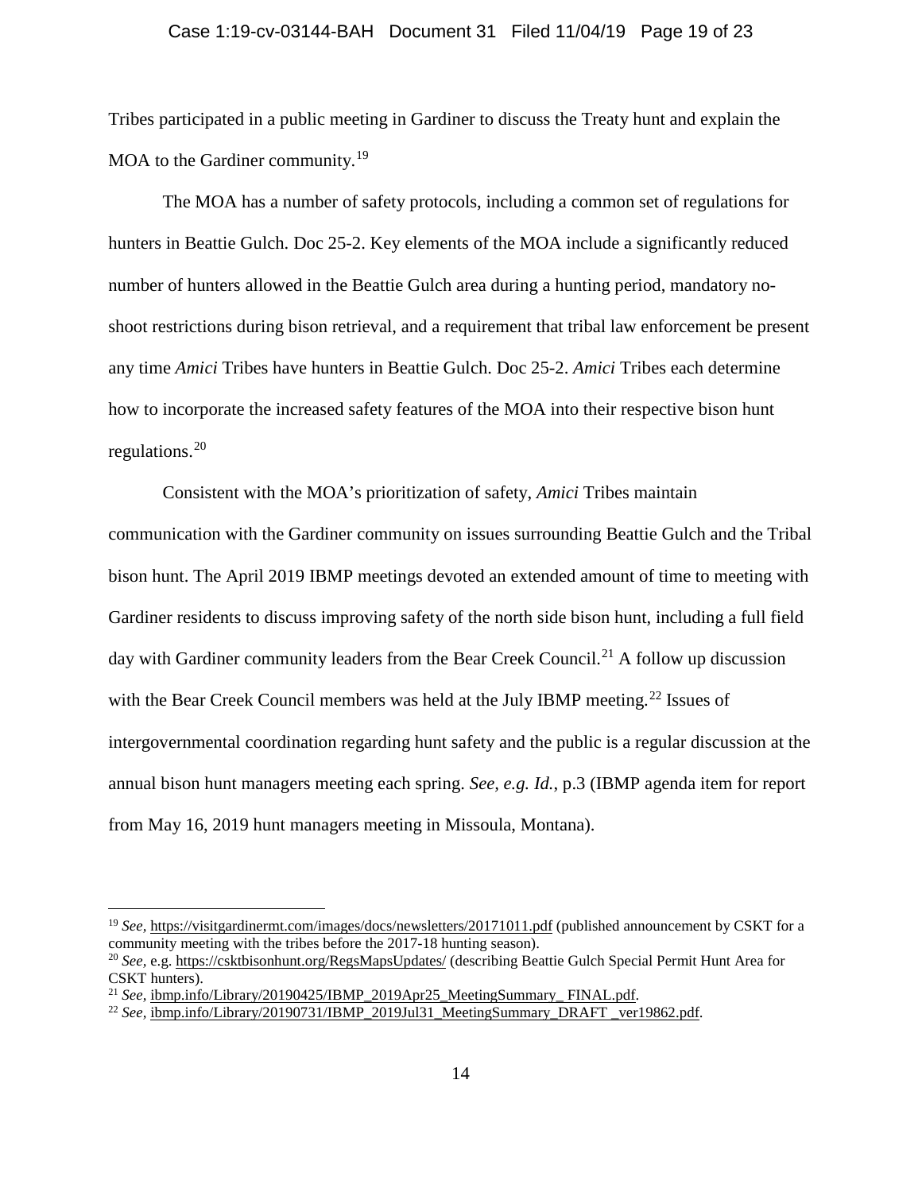Tribes participated in a public meeting in Gardiner to discuss the Treaty hunt and explain the MOA to the Gardiner community.[19]

The MOA has a number of safety protocols, including a common set of regulations for hunters in Beattie Gulch. Doc 25-2. Key elements of the MOA include a significantly reduced number of hunters allowed in the Beattie Gulch area during a hunting period, mandatory no-shoot restrictions during bison retrieval, and a requirement that tribal law enforcement be present any time *Amici* Tribes have hunters in Beattie Gulch. Doc 25-2. *Amici* Tribes each determine how to incorporate the increased safety features of the MOA into their respective bison hunt regulations.[20]

Consistent with the MOA's prioritization of safety, *Amici* Tribes maintain communication with the Gardiner community on issues surrounding Beattie Gulch and the Tribal bison hunt. The April 2019 IBMP meetings devoted an extended amount of time to meeting with Gardiner residents to discuss improving safety of the north side bison hunt, including a full field day with Gardiner community leaders from the Bear Creek Council.[21] A follow up discussion with the Bear Creek Council members was held at the July IBMP meeting.[22] Issues of intergovernmental coordination regarding hunt safety and the public is a regular discussion at the annual bison hunt managers meeting each spring. *See, e.g. Id.*, p.3 (IBMP agenda item for report from May 16, 2019 hunt managers meeting in Missoula, Montana).

---

[19] *See*, https://visitgardinermt.com/images/docs/newsletters/20171011.pdf (published announcement by CSKT for a community meeting with the tribes before the 2017-18 hunting season).

[20] *See*, e.g. https://csktbisonhunt.org/RegsMapsUpdates/ (describing Beattie Gulch Special Permit Hunt Area for CSKT hunters).

[21] *See*, ibmp.info/Library/20190425/IBMP_2019Apr25_MeetingSummary_ FINAL.pdf.

[22] *See*, ibmp.info/Library/20190731/IBMP_2019Jul31_MeetingSummary_DRAFT _ver19862.pdf.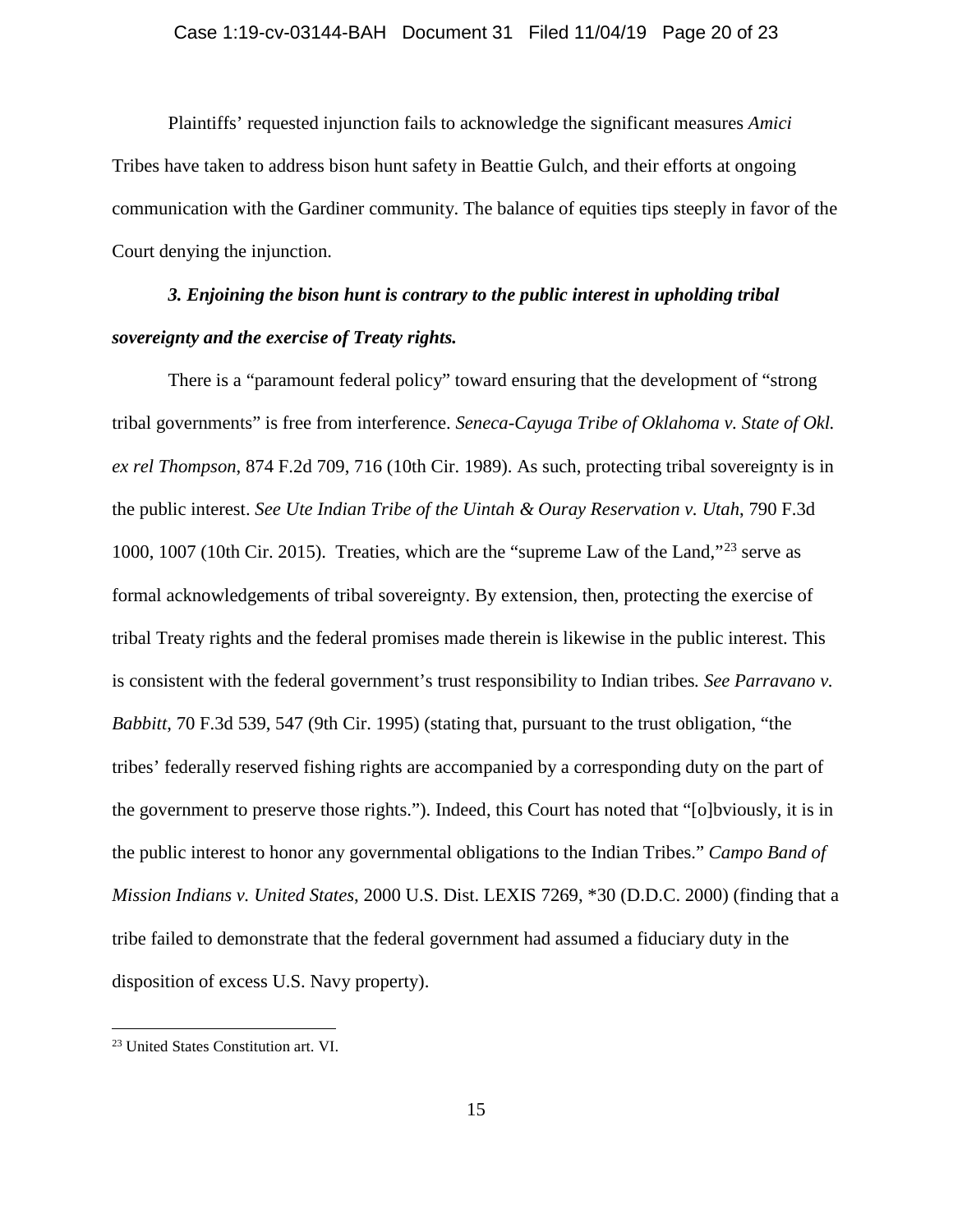Plaintiffs' requested injunction fails to acknowledge the significant measures *Amici* Tribes have taken to address bison hunt safety in Beattie Gulch, and their efforts at ongoing communication with the Gardiner community. The balance of equities tips steeply in favor of the Court denying the injunction.

***3. Enjoining the bison hunt is contrary to the public interest in upholding tribal sovereignty and the exercise of Treaty rights.***

There is a "paramount federal policy" toward ensuring that the development of "strong tribal governments" is free from interference. *Seneca-Cayuga Tribe of Oklahoma v. State of Okl. ex rel Thompson*, 874 F.2d 709, 716 (10th Cir. 1989). As such, protecting tribal sovereignty is in the public interest. *See Ute Indian Tribe of the Uintah & Ouray Reservation v. Utah*, 790 F.3d 1000, 1007 (10th Cir. 2015). Treaties, which are the "supreme Law of the Land,"[23] serve as formal acknowledgements of tribal sovereignty. By extension, then, protecting the exercise of tribal Treaty rights and the federal promises made therein is likewise in the public interest. This is consistent with the federal government's trust responsibility to Indian tribes. *See Parravano v. Babbitt*, 70 F.3d 539, 547 (9th Cir. 1995) (stating that, pursuant to the trust obligation, "the tribes' federally reserved fishing rights are accompanied by a corresponding duty on the part of the government to preserve those rights."). Indeed, this Court has noted that "[o]bviously, it is in the public interest to honor any governmental obligations to the Indian Tribes." *Campo Band of Mission Indians v. United States*, 2000 U.S. Dist. LEXIS 7269, *30 (D.D.C. 2000) (finding that a tribe failed to demonstrate that the federal government had assumed a fiduciary duty in the disposition of excess U.S. Navy property).

---

[23] United States Constitution art. VI.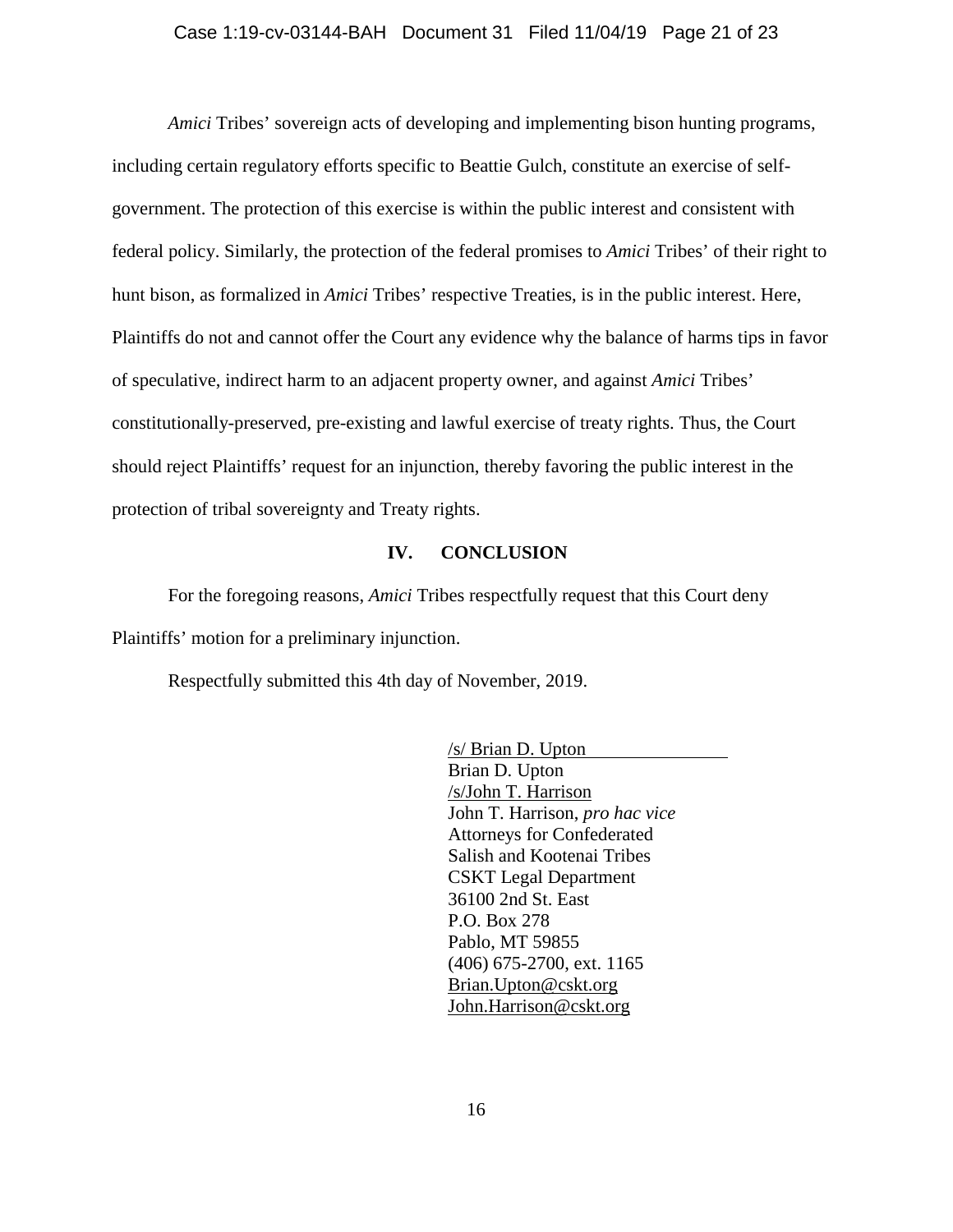*Amici* Tribes' sovereign acts of developing and implementing bison hunting programs, including certain regulatory efforts specific to Beattie Gulch, constitute an exercise of self-government. The protection of this exercise is within the public interest and consistent with federal policy. Similarly, the protection of the federal promises to *Amici* Tribes' of their right to hunt bison, as formalized in *Amici* Tribes' respective Treaties, is in the public interest. Here, Plaintiffs do not and cannot offer the Court any evidence why the balance of harms tips in favor of speculative, indirect harm to an adjacent property owner, and against *Amici* Tribes' constitutionally-preserved, pre-existing and lawful exercise of treaty rights. Thus, the Court should reject Plaintiffs' request for an injunction, thereby favoring the public interest in the protection of tribal sovereignty and Treaty rights.

## IV. CONCLUSION

For the foregoing reasons, *Amici* Tribes respectfully request that this Court deny Plaintiffs' motion for a preliminary injunction.

Respectfully submitted this 4th day of November, 2019.

/s/ Brian D. Upton
Brian D. Upton
/s/John T. Harrison
John T. Harrison, *pro hac vice*
Attorneys for Confederated Salish and Kootenai Tribes
CSKT Legal Department
36100 2nd St. East
P.O. Box 278
Pablo, MT 59855
(406) 675-2700, ext. 1165
Brian.Upton@cskt.org
John.Harrison@cskt.org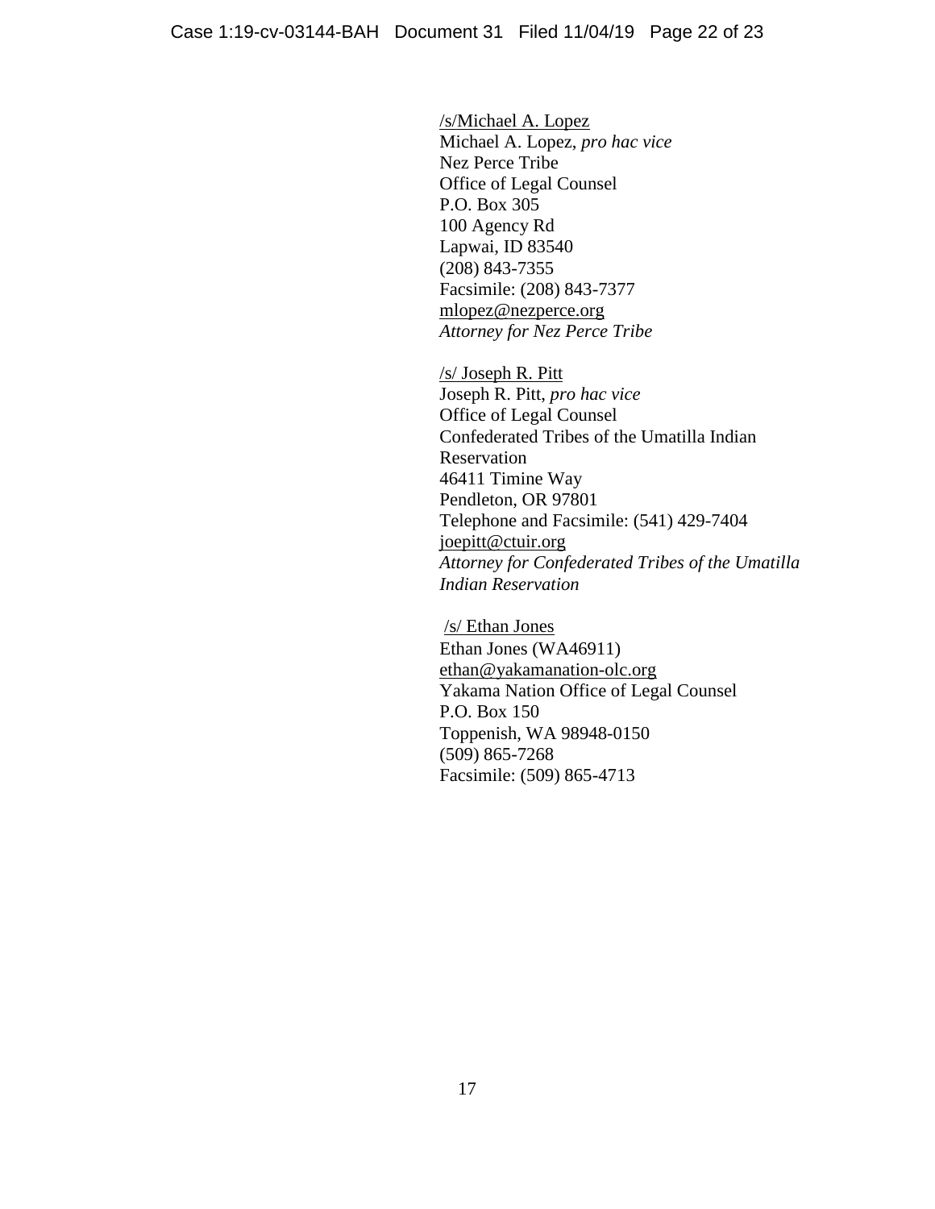/s/Michael A. Lopez
Michael A. Lopez, *pro hac vice*
Nez Perce Tribe
Office of Legal Counsel
P.O. Box 305
100 Agency Rd
Lapwai, ID 83540
(208) 843-7355
Facsimile: (208) 843-7377
mlopez@nezperce.org
*Attorney for Nez Perce Tribe*

/s/ Joseph R. Pitt
Joseph R. Pitt, *pro hac vice*
Office of Legal Counsel
Confederated Tribes of the Umatilla Indian Reservation
46411 Timine Way
Pendleton, OR 97801
Telephone and Facsimile: (541) 429-7404
joepitt@ctuir.org
*Attorney for Confederated Tribes of the Umatilla Indian Reservation*

/s/ Ethan Jones
Ethan Jones (WA46911)
ethan@yakamanation-olc.org
Yakama Nation Office of Legal Counsel
P.O. Box 150
Toppenish, WA 98948-0150
(509) 865-7268
Facsimile: (509) 865-4713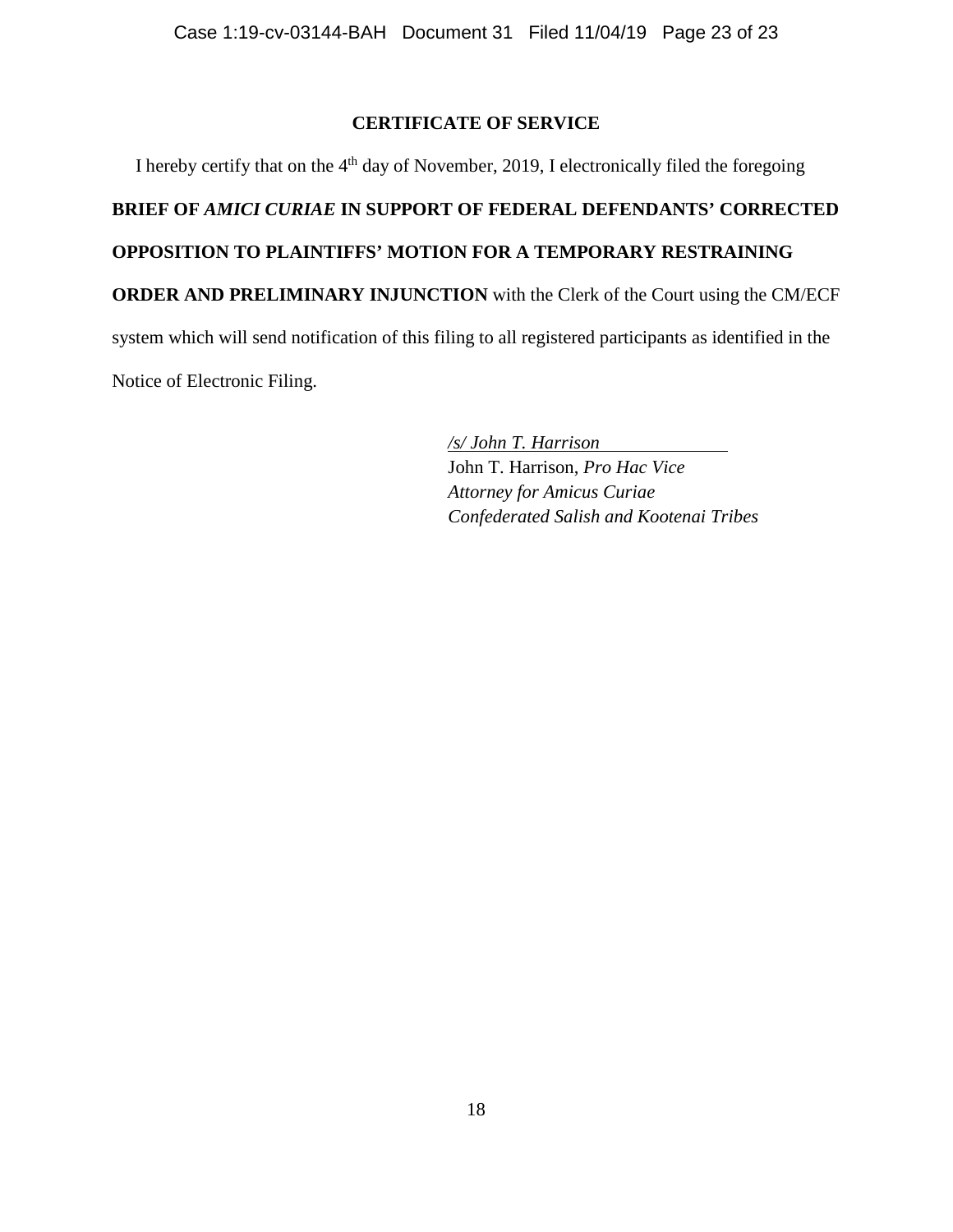## CERTIFICATE OF SERVICE

I hereby certify that on the 4th day of November, 2019, I electronically filed the foregoing **BRIEF OF *AMICI CURIAE* IN SUPPORT OF FEDERAL DEFENDANTS' CORRECTED OPPOSITION TO PLAINTIFFS' MOTION FOR A TEMPORARY RESTRAINING ORDER AND PRELIMINARY INJUNCTION** with the Clerk of the Court using the CM/ECF system which will send notification of this filing to all registered participants as identified in the Notice of Electronic Filing.

*/s/ John T. Harrison*
John T. Harrison, *Pro Hac Vice*
*Attorney for Amicus Curiae*
*Confederated Salish and Kootenai Tribes*